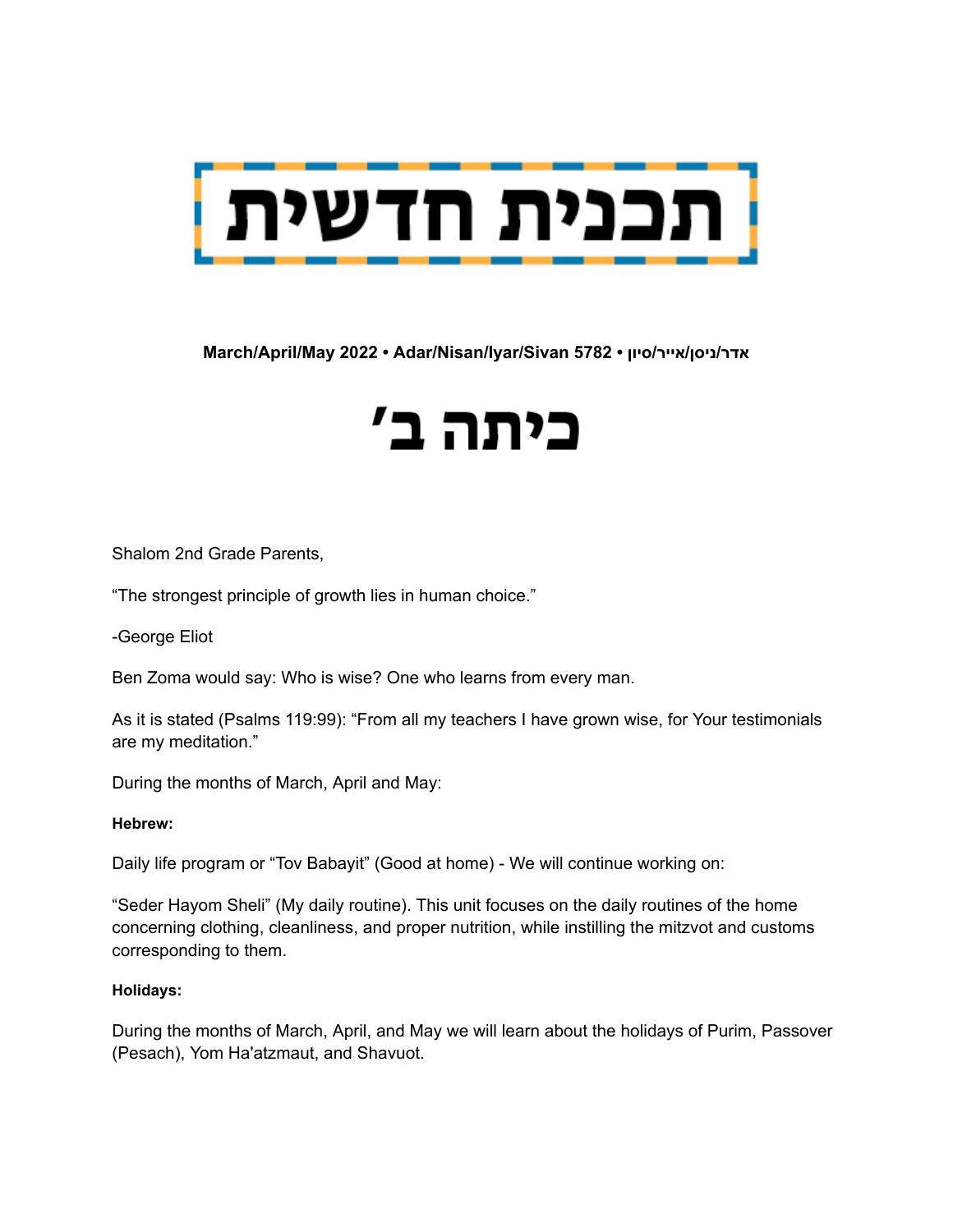# תכנית חדשית

**March/April/May 2022 • Adar/Nisan/Iyar/Sivan 5782 • אדר/ניסן/אייר/סיון**

# כיתה ב׳

Shalom 2nd Grade Parents,

“The strongest principle of growth lies in human choice.”

-George Eliot

Ben Zoma would say: Who is wise? One who learns from every man.

As it is stated (Psalms 119:99): “From all my teachers I have grown wise, for Your testimonials are my meditation.”

During the months of March, April and May:

**Hebrew:**

Daily life program or “Tov Babayit” (Good at home) - We will continue working on:

“Seder Hayom Sheli” (My daily routine). This unit focuses on the daily routines of the home concerning clothing, cleanliness, and proper nutrition, while instilling the mitzvot and customs corresponding to them.

**Holidays:**

During the months of March, April, and May we will learn about the holidays of Purim, Passover (Pesach), Yom Ha'atzmaut, and Shavuot.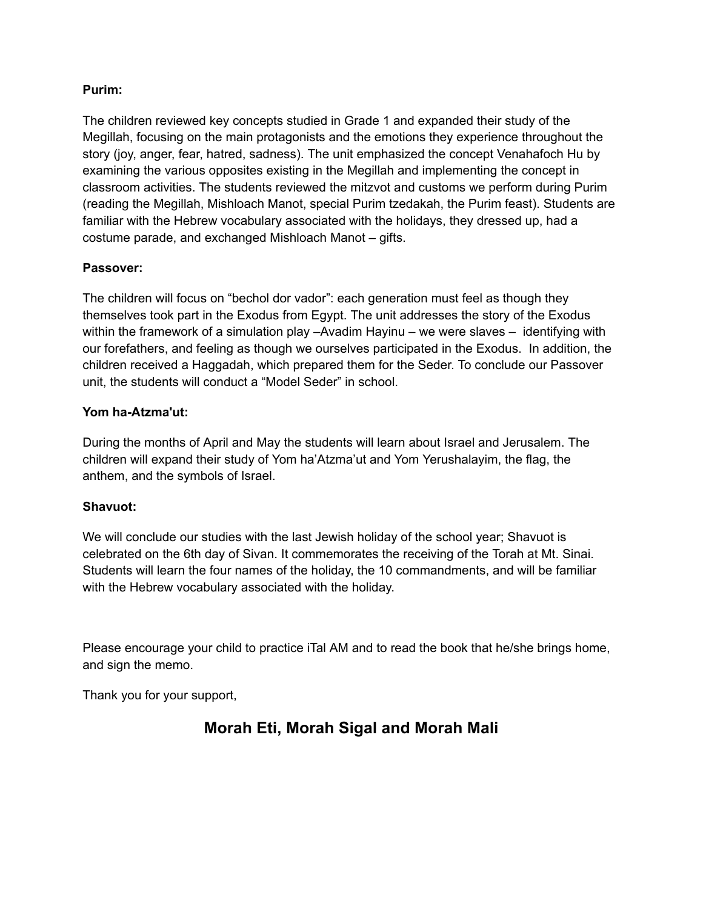**Purim:**

The children reviewed key concepts studied in Grade 1 and expanded their study of the Megillah, focusing on the main protagonists and the emotions they experience throughout the story (joy, anger, fear, hatred, sadness). The unit emphasized the concept Venahafoch Hu by examining the various opposites existing in the Megillah and implementing the concept in classroom activities. The students reviewed the mitzvot and customs we perform during Purim (reading the Megillah, Mishloach Manot, special Purim tzedakah, the Purim feast). Students are familiar with the Hebrew vocabulary associated with the holidays, they dressed up, had a costume parade, and exchanged Mishloach Manot – gifts.

**Passover:**

The children will focus on "bechol dor vador": each generation must feel as though they themselves took part in the Exodus from Egypt. The unit addresses the story of the Exodus within the framework of a simulation play –Avadim Hayinu – we were slaves – identifying with our forefathers, and feeling as though we ourselves participated in the Exodus. In addition, the children received a Haggadah, which prepared them for the Seder. To conclude our Passover unit, the students will conduct a "Model Seder" in school.

**Yom ha-Atzma'ut:**

During the months of April and May the students will learn about Israel and Jerusalem. The children will expand their study of Yom ha'Atzma'ut and Yom Yerushalayim, the flag, the anthem, and the symbols of Israel.

**Shavuot:**

We will conclude our studies with the last Jewish holiday of the school year; Shavuot is celebrated on the 6th day of Sivan. It commemorates the receiving of the Torah at Mt. Sinai. Students will learn the four names of the holiday, the 10 commandments, and will be familiar with the Hebrew vocabulary associated with the holiday.

Please encourage your child to practice iTal AM and to read the book that he/she brings home, and sign the memo.

Thank you for your support,

## Morah Eti, Morah Sigal and Morah Mali